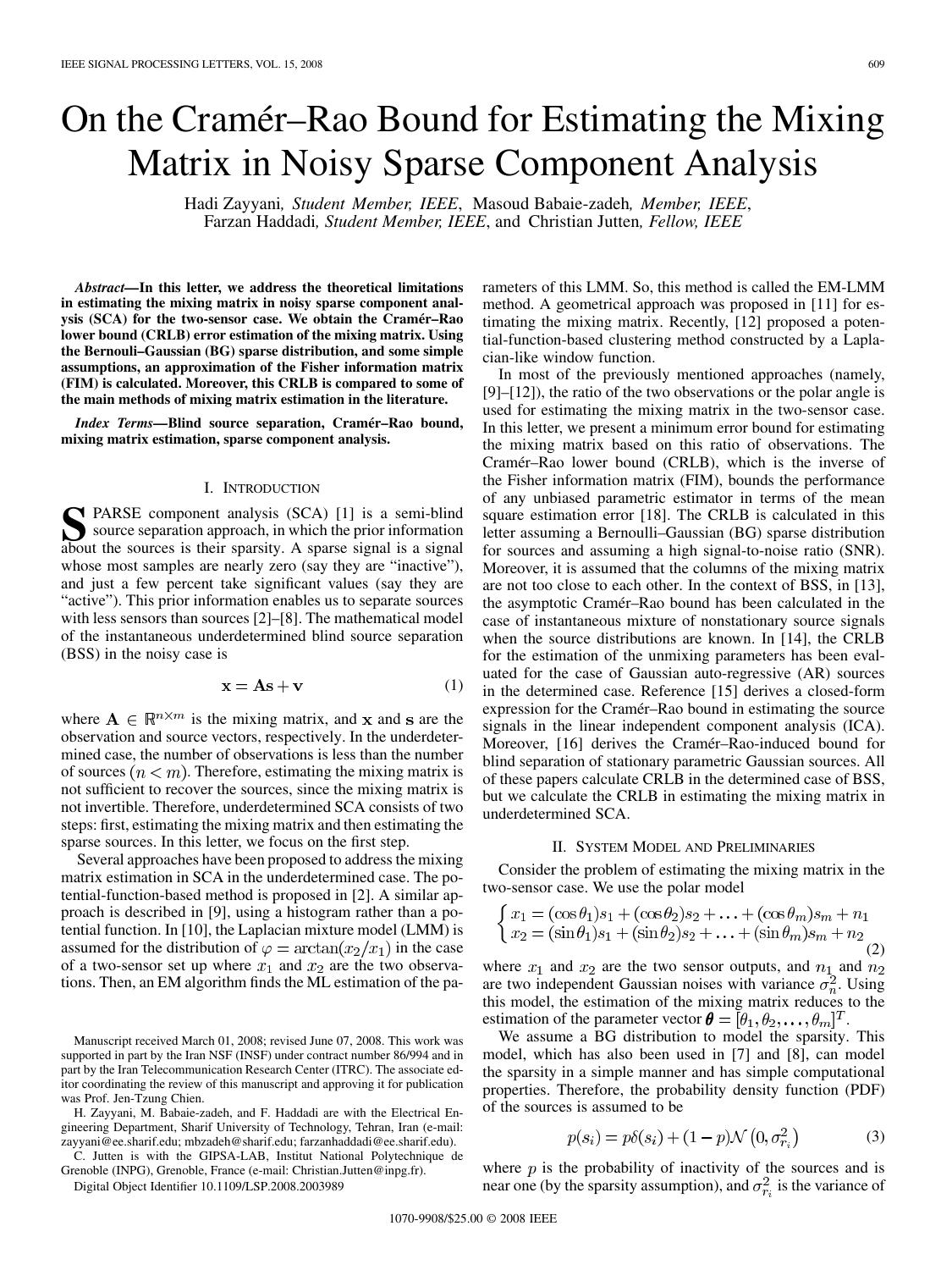# On the Cramér–Rao Bound for Estimating the Mixing Matrix in Noisy Sparse Component Analysis

Hadi Zayyani, *Student Member, IEEE*, Masoud Babaie-zadeh, *Member, IEEE*, Farzan Haddadi, *Student Member, IEEE*, and Christian Jutten, *Fellow, IEEE*

***Abstract*—In this letter, we address the theoretical limitations in estimating the mixing matrix in noisy sparse component analysis (SCA) for the two-sensor case. We obtain the Cramér–Rao lower bound (CRLB) error estimation of the mixing matrix. Using the Bernouli–Gaussian (BG) sparse distribution, and some simple assumptions, an approximation of the Fisher information matrix (FIM) is calculated. Moreover, this CRLB is compared to some of the main methods of mixing matrix estimation in the literature.**

***Index Terms*—Blind source separation, Cramér–Rao bound, mixing matrix estimation, sparse component analysis.**

## I. Introduction

Sparse component analysis (SCA) [1] is a semi-blind source separation approach, in which the prior information about the sources is their sparsity. A sparse signal is a signal whose most samples are nearly zero (say they are "inactive"), and just a few percent take significant values (say they are "active"). This prior information enables us to separate sources with less sensors than sources [2]–[8]. The mathematical model of the instantaneous underdetermined blind source separation (BSS) in the noisy case is

$$\mathbf{x} = \mathbf{A}\mathbf{s} + \mathbf{v} \tag{1}$$

where $\mathbf{A} \in \mathbb{R}^{n\times m}$ is the mixing matrix, and $\mathbf{x}$ and $\mathbf{s}$ are the observation and source vectors, respectively. In the underdetermined case, the number of observations is less than the number of sources $(n < m)$. Therefore, estimating the mixing matrix is not sufficient to recover the sources, since the mixing matrix is not invertible. Therefore, underdetermined SCA consists of two steps: first, estimating the mixing matrix and then estimating the sparse sources. In this letter, we focus on the first step.

Several approaches have been proposed to address the mixing matrix estimation in SCA in the underdetermined case. The potential-function-based method is proposed in [2]. A similar approach is described in [9], using a histogram rather than a potential function. In [10], the Laplacian mixture model (LMM) is assumed for the distribution of $\varphi = \arctan(x_2/x_1)$ in the case of a two-sensor set up where $x_1$ and $x_2$ are the two observations. Then, an EM algorithm finds the ML estimation of the parameters of this LMM. So, this method is called the EM-LMM method. A geometrical approach was proposed in [11] for estimating the mixing matrix. Recently, [12] proposed a potential-function-based clustering method constructed by a Laplacian-like window function.

In most of the previously mentioned approaches (namely, [9]–[12]), the ratio of the two observations or the polar angle is used for estimating the mixing matrix in the two-sensor case. In this letter, we present a minimum error bound for estimating the mixing matrix based on this ratio of observations. The Cramér–Rao lower bound (CRLB), which is the inverse of the Fisher information matrix (FIM), bounds the performance of any unbiased parametric estimator in terms of the mean square estimation error [18]. The CRLB is calculated in this letter assuming a Bernoulli–Gaussian (BG) sparse distribution for sources and assuming a high signal-to-noise ratio (SNR). Moreover, it is assumed that the columns of the mixing matrix are not too close to each other. In the context of BSS, in [13], the asymptotic Cramér–Rao bound has been calculated in the case of instantaneous mixture of nonstationary source signals when the source distributions are known. In [14], the CRLB for the estimation of the unmixing parameters has been evaluated for the case of Gaussian auto-regressive (AR) sources in the determined case. Reference [15] derives a closed-form expression for the Cramér–Rao bound in estimating the source signals in the linear independent component analysis (ICA). Moreover, [16] derives the Cramér–Rao-induced bound for blind separation of stationary parametric Gaussian sources. All of these papers calculate CRLB in the determined case of BSS, but we calculate the CRLB in estimating the mixing matrix in underdetermined SCA.

## II. System Model and Preliminaries

Consider the problem of estimating the mixing matrix in the two-sensor case. We use the polar model

$$\begin{cases} x_1 = (\cos\theta_1)s_1 + (\cos\theta_2)s_2 + \ldots + (\cos\theta_m)s_m + n_1 \\ x_2 = (\sin\theta_1)s_1 + (\sin\theta_2)s_2 + \ldots + (\sin\theta_m)s_m + n_2 \end{cases} \tag{2}$$

where $x_1$ and $x_2$ are the two sensor outputs, and $n_1$ and $n_2$ are two independent Gaussian noises with variance $\sigma_n^2$. Using this model, the estimation of the mixing matrix reduces to the estimation of the parameter vector $\boldsymbol{\theta} = [\theta_1, \theta_2, \ldots, \theta_m]^T$.

We assume a BG distribution to model the sparsity. This model, which has also been used in [7] and [8], can model the sparsity in a simple manner and has simple computational properties. Therefore, the probability density function (PDF) of the sources is assumed to be

$$p(s_i) = p\delta(s_i) + (1-p)\mathcal{N}\left(0, \sigma_{r_i}^2\right) \tag{3}$$

where $p$ is the probability of inactivity of the sources and is near one (by the sparsity assumption), and $\sigma_{r_i}^2$ is the variance of

---

Manuscript received March 01, 2008; revised June 07, 2008. This work was supported in part by the Iran NSF (INSF) under contract number 86/994 and in part by the Iran Telecommunication Research Center (ITRC). The associate editor coordinating the review of this manuscript and approving it for publication was Prof. Jen-Tzung Chien.

H. Zayyani, M. Babaie-zadeh, and F. Haddadi are with the Electrical Engineering Department, Sharif University of Technology, Tehran, Iran (e-mail: zayyani@ee.sharif.edu; mbzadeh@sharif.edu; farzanhaddadi@ee.sharif.edu).

C. Jutten is with the GIPSA-LAB, Institut National Polytechnique de Grenoble (INPG), Grenoble, France (e-mail: Christian.Jutten@inpg.fr).

Digital Object Identifier 10.1109/LSP.2008.2003989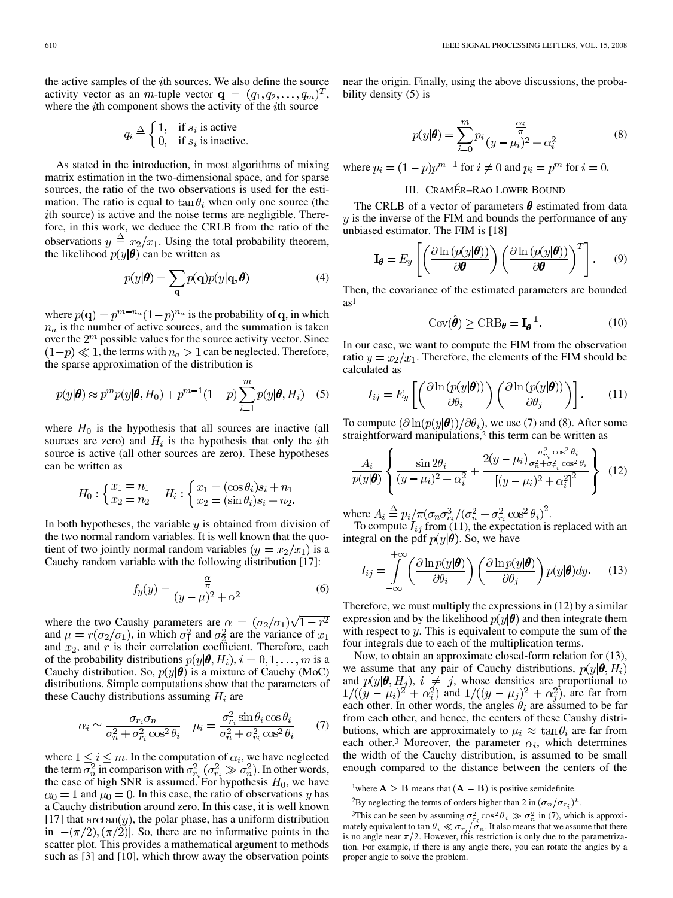the active samples of the $i$th sources. We also define the source activity vector as an $m$-tuple vector $\mathbf{q} = (q_1, q_2, \ldots, q_m)^T$, where the $i$th component shows the activity of the $i$th source

$$q_i \triangleq \begin{cases} 1, & \text{if } s_i \text{ is active} \\ 0, & \text{if } s_i \text{ is inactive.} \end{cases}$$

As stated in the introduction, in most algorithms of mixing matrix estimation in the two-dimensional space, and for sparse sources, the ratio of the two observations is used for the estimation. The ratio is equal to $\tan\theta_i$ when only one source (the $i$th source) is active and the noise terms are negligible. Therefore, in this work, we deduce the CRLB from the ratio of the observations $y \triangleq x_2/x_1$. Using the total probability theorem, the likelihood $p(y|\boldsymbol{\theta})$ can be written as

$$p(y|\boldsymbol{\theta}) = \sum_{\mathbf{q}} p(\mathbf{q}) p(y|\mathbf{q}, \boldsymbol{\theta}) \tag{4}$$

where $p(\mathbf{q}) = p^{m-n_a}(1-p)^{n_a}$ is the probability of $\mathbf{q}$, in which $n_a$ is the number of active sources, and the summation is taken over the $2^m$ possible values for the source activity vector. Since $(1-p) \ll 1$, the terms with $n_a > 1$ can be neglected. Therefore, the sparse approximation of the distribution is

$$p(y|\boldsymbol{\theta}) \approx p^m p(y|\boldsymbol{\theta}, H_0) + p^{m-1}(1-p)\sum_{i=1}^{m} p(y|\boldsymbol{\theta}, H_i) \tag{5}$$

where $H_0$ is the hypothesis that all sources are inactive (all sources are zero) and $H_i$ is the hypothesis that only the $i$th source is active (all other sources are zero). These hypotheses can be written as

$$H_0 : \begin{cases} x_1 = n_1 \\ x_2 = n_2 \end{cases} \quad H_i : \begin{cases} x_1 = (\cos\theta_i)s_i + n_1 \\ x_2 = (\sin\theta_i)s_i + n_2. \end{cases}$$

In both hypotheses, the variable $y$ is obtained from division of the two normal random variables. It is well known that the quotient of two jointly normal random variables ($y = x_2/x_1$) is a Cauchy random variable with the following distribution [17]:

$$f_y(y) = \frac{\frac{\alpha}{\pi}}{(y-\mu)^2 + \alpha^2} \tag{6}$$

where the two Caushy parameters are $\alpha = (\sigma_2/\sigma_1)\sqrt{1-r^2}$ and $\mu = r(\sigma_2/\sigma_1)$, in which $\sigma_1^2$ and $\sigma_2^2$ are the variance of $x_1$ and $x_2$, and $r$ is their correlation coefficient. Therefore, each of the probability distributions $p(y|\boldsymbol{\theta}, H_i), i = 0, 1, \ldots, m$ is a Cauchy distribution. So, $p(y|\boldsymbol{\theta})$ is a mixture of Cauchy (MoC) distributions. Simple computations show that the parameters of these Cauchy distributions assuming $H_i$ are

$$\alpha_i \simeq \frac{\sigma_{r_i}\sigma_n}{\sigma_n^2 + \sigma_{r_i}^2\cos^2\theta_i} \quad \mu_i = \frac{\sigma_{r_i}^2 \sin\theta_i \cos\theta_i}{\sigma_n^2 + \sigma_{r_i}^2\cos^2\theta_i} \tag{7}$$

where $1 \le i \le m$. In the computation of $\alpha_i$, we have neglected the term $\sigma_n^2$ in comparison with $\sigma_{r_i}^2$ ($\sigma_{r_i}^2 \gg \sigma_n^2$). In other words, the case of high SNR is assumed. For hypothesis $H_0$, we have $\alpha_0 = 1$ and $\mu_0 = 0$. In this case, the ratio of observations $y$ has a Cauchy distribution around zero. In this case, it is well known [17] that $\arctan(y)$, the polar phase, has a uniform distribution in $[-(\pi/2), (\pi/2)]$. So, there are no informative points in the scatter plot. This provides a mathematical argument to methods such as [3] and [10], which throw away the observation points near the origin. Finally, using the above discussions, the probability density (5) is

$$p(y|\boldsymbol{\theta}) = \sum_{i=0}^{m} p_i \frac{\frac{\alpha_i}{\pi}}{(y-\mu_i)^2 + \alpha_i^2} \tag{8}$$

where $p_i = (1-p)p^{m-1}$ for $i \neq 0$ and $p_i = p^m$ for $i = 0$.

## III. CRAMÉR–RAO LOWER BOUND

The CRLB of a vector of parameters $\boldsymbol{\theta}$ estimated from data $y$ is the inverse of the FIM and bounds the performance of any unbiased estimator. The FIM is [18]

$$\mathbf{I}_{\boldsymbol{\theta}} = E_y\left[\left(\frac{\partial \ln(p(y|\boldsymbol{\theta}))}{\partial \boldsymbol{\theta}}\right)\left(\frac{\partial \ln(p(y|\boldsymbol{\theta}))}{\partial \boldsymbol{\theta}}\right)^T\right]. \tag{9}$$

Then, the covariance of the estimated parameters are bounded as[1]

$$\text{Cov}(\hat{\boldsymbol{\theta}}) \ge \text{CRB}_{\boldsymbol{\theta}} = \mathbf{I}_{\boldsymbol{\theta}}^{-1}. \tag{10}$$

In our case, we want to compute the FIM from the observation ratio $y = x_2/x_1$. Therefore, the elements of the FIM should be calculated as

$$I_{ij} = E_y\left[\left(\frac{\partial \ln(p(y|\boldsymbol{\theta}))}{\partial \theta_i}\right)\left(\frac{\partial \ln(p(y|\boldsymbol{\theta}))}{\partial \theta_j}\right)\right]. \tag{11}$$

To compute $(\partial \ln(p(y|\boldsymbol{\theta}))/\partial \theta_i)$, we use (7) and (8). After some straightforward manipulations,[2] this term can be written as

$$\frac{A_i}{p(y|\boldsymbol{\theta})}\left\{\frac{\sin 2\theta_i}{(y-\mu_i)^2 + \alpha_i^2} + \frac{2(y-\mu_i)\frac{\sigma_{r_i}^2\cos^2\theta_i}{\sigma_n^2 + \sigma_{r_i}^2\cos^2\theta_i}}{\left[(y-\mu_i)^2 + \alpha_i^2\right]^2}\right\} \tag{12}$$

where $A_i \triangleq p_i/\pi(\sigma_n\sigma_{r_i}^3/(\sigma_n^2 + \sigma_{r_i}^2\cos^2\theta_i)^2$.

To compute $I_{ij}$ from (11), the expectation is replaced with an integral on the pdf $p(y|\boldsymbol{\theta})$. So, we have

$$I_{ij} = \int_{-\infty}^{+\infty}\left(\frac{\partial \ln p(y|\boldsymbol{\theta})}{\partial \theta_i}\right)\left(\frac{\partial \ln p(y|\boldsymbol{\theta})}{\partial \theta_j}\right)p(y|\boldsymbol{\theta})dy. \tag{13}$$

Therefore, we must multiply the expressions in (12) by a similar expression and by the likelihood $p(y|\boldsymbol{\theta})$ and then integrate them with respect to $y$. This is equivalent to compute the sum of the four integrals due to each of the multiplication terms.

Now, to obtain an approximate closed-form relation for (13), we assume that any pair of Cauchy distributions, $p(y|\boldsymbol{\theta}, H_i)$ and $p(y|\boldsymbol{\theta}, H_j)$, $i \neq j$, whose densities are proportional to $1/((y-\mu_i)^2 + \alpha_i^2)$ and $1/((y-\mu_j)^2 + \alpha_j^2)$, are far from each other. In other words, the angles $\theta_i$ are assumed to be far from each other, and hence, the centers of these Caushy distributions, which are approximately to $\mu_i \approx \tan\theta_i$ are far from each other.[3] Moreover, the parameter $\alpha_i$, which determines the width of the Cauchy distribution, is assumed to be small enough compared to the distance between the centers of the

[1] where $\mathbf{A} \ge \mathbf{B}$ means that $(\mathbf{A} - \mathbf{B})$ is positive semidefinite.

[2] By neglecting the terms of orders higher than 2 in $(\sigma_n/\sigma_{r_i})^k$.

[3] This can be seen by assuming $\sigma_{r_i}^2\cos^2\theta_i \gg \sigma_n^2$ in (7), which is approximately equivalent to $\tan\theta_i \ll \sigma_{r_i}/\sigma_n$. It also means that we assume that there is no angle near $\pi/2$. However, this restriction is only due to the parametrization. For example, if there is any angle there, you can rotate the angles by a proper angle to solve the problem.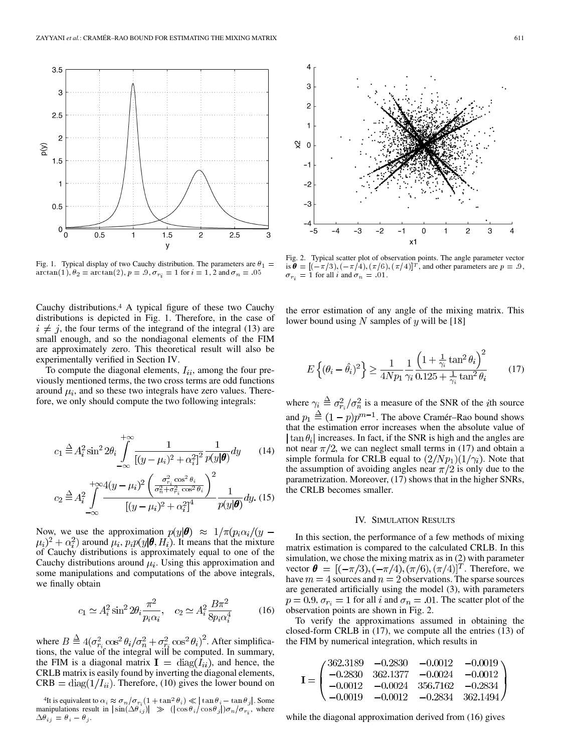Fig. 1. Typical display of two Cauchy distribution. The parameters are $\theta_1 = \arctan(1), \theta_2 = \arctan(2)$, $p = .9$, $\sigma_{r_i} = 1$ for $i = 1, 2$ and $\sigma_n = .05$

Fig. 2. Typical scatter plot of observation points. The angle parameter vector is $\boldsymbol{\theta} = [(-\pi/3), (-\pi/4), (\pi/6), (\pi/4)]^T$, and other parameters are $p = .9$, $\sigma_{r_i} = 1$ for all $i$ and $\sigma_n = .01$.

Cauchy distributions.[4] A typical figure of these two Cauchy distributions is depicted in Fig. 1. Therefore, in the case of $i \neq j$, the four terms of the integrand of the integral (13) are small enough, and so the nondiagonal elements of the FIM are approximately zero. This theoretical result will also be experimentally verified in Section IV.

To compute the diagonal elements, $I_{ii}$, among the four previously mentioned terms, the two cross terms are odd functions around $\mu_i$, and so these two integrals have zero values. Therefore, we only should compute the two following integrals:

$$c_1 \triangleq A_i^2 \sin^2 2\theta_i \int_{-\infty}^{+\infty} \frac{1}{\left[(y-\mu_i)^2 + \alpha_i^2\right]^2} \frac{1}{p(y|\boldsymbol{\theta})} dy \qquad (14)$$

$$c_2 \triangleq A_i^2 \int_{-\infty}^{+\infty} \frac{4(y-\mu_i)^2 \left(\frac{\sigma_{r_i}^2 \cos^2\theta_i}{\sigma_n^2 + \sigma_{r_i}^2 \cos^2\theta_i}\right)^2}{\left[(y-\mu_i)^2 + \alpha_i^2\right]^4} \frac{1}{p(y|\boldsymbol{\theta})} dy. \qquad (15)$$

Now, we use the approximation $p(y|\boldsymbol{\theta}) \approx 1/\pi(p_i\alpha_i/(y-\mu_i)^2 + \alpha_i^2)$ around $\mu_i$, $p_i p(y|\boldsymbol{\theta}, H_i)$. It means that the mixture of Cauchy distributions is approximately equal to one of the Cauchy distributions around $\mu_i$. Using this approximation and some manipulations and computations of the above integrals, we finally obtain

$$c_1 \simeq A_i^2 \sin^2 2\theta_i \frac{\pi^2}{p_i \alpha_i}, \quad c_2 \simeq A_i^2 \frac{B\pi^2}{8 p_i \alpha_i^4} \qquad (16)$$

where $B \triangleq 4(\sigma_{r_i}^2 \cos^2\theta_i / \sigma_n^2 + \sigma_{r_i}^2 \cos^2\theta_i)^2$. After simplifications, the value of the integral will be computed. In summary, the FIM is a diagonal matrix $\mathbf{I} = \mathrm{diag}(I_{ii})$, and hence, the CRLB matrix is easily found by inverting the diagonal elements, $\mathrm{CRB} = \mathrm{diag}(1/I_{ii})$. Therefore, (10) gives the lower bound on the error estimation of any angle of the mixing matrix. This lower bound using $N$ samples of $y$ will be [18]

$$E\left\{(\theta_i - \hat{\theta}_i)^2\right\} \geq \frac{1}{4Np_1} \frac{1}{\gamma_i} \frac{\left(1 + \frac{1}{\gamma_i}\tan^2\theta_i\right)^2}{0.125 + \frac{1}{\gamma_i}\tan^2\theta_i} \qquad (17)$$

where $\gamma_i \triangleq \sigma_{r_i}^2/\sigma_n^2$ is a measure of the SNR of the $i$th source and $p_1 \triangleq (1-p)p^{m-1}$. The above Cramér–Rao bound shows that the estimation error increases when the absolute value of $|\tan\theta_i|$ increases. In fact, if the SNR is high and the angles are not near $\pi/2$, we can neglect small terms in (17) and obtain a simple formula for CRLB equal to $(2/Np_1)(1/\gamma_i)$. Note that the assumption of avoiding angles near $\pi/2$ is only due to the parametrization. Moreover, (17) shows that in the higher SNRs, the CRLB becomes smaller.

[4]It is equivalent to $\alpha_i \approx \sigma_n/\sigma_{r_i}(1+\tan^2\theta_i) \ll |\tan\theta_i - \tan\theta_j|$. Some manipulations result in $|\sin(\Delta\theta_{ij})| \gg (|\cos\theta_i/\cos\theta_j|)\sigma_n/\sigma_{r_i}$, where $\Delta\theta_{ij} = \theta_i - \theta_j$.

## IV. Simulation Results

In this section, the performance of a few methods of mixing matrix estimation is compared to the calculated CRLB. In this simulation, we chose the mixing matrix as in (2) with parameter vector $\boldsymbol{\theta} = [(-\pi/3), (-\pi/4), (\pi/6), (\pi/4)]^T$. Therefore, we have $m = 4$ sources and $n = 2$ observations. The sparse sources are generated artificially using the model (3), with parameters $p = 0.9$, $\sigma_{r_i} = 1$ for all $i$ and $\sigma_n = .01$. The scatter plot of the observation points are shown in Fig. 2.

To verify the approximations assumed in obtaining the closed-form CRLB in (17), we compute all the entries (13) of the FIM by numerical integration, which results in

$$\mathbf{I} = \begin{pmatrix} 362.3189 & -0.2830 & -0.0012 & -0.0019 \\ -0.2830 & 362.1377 & -0.0024 & -0.0012 \\ -0.0012 & -0.0024 & 356.7162 & -0.2834 \\ -0.0019 & -0.0012 & -0.2834 & 362.1494 \end{pmatrix}$$

while the diagonal approximation derived from (16) gives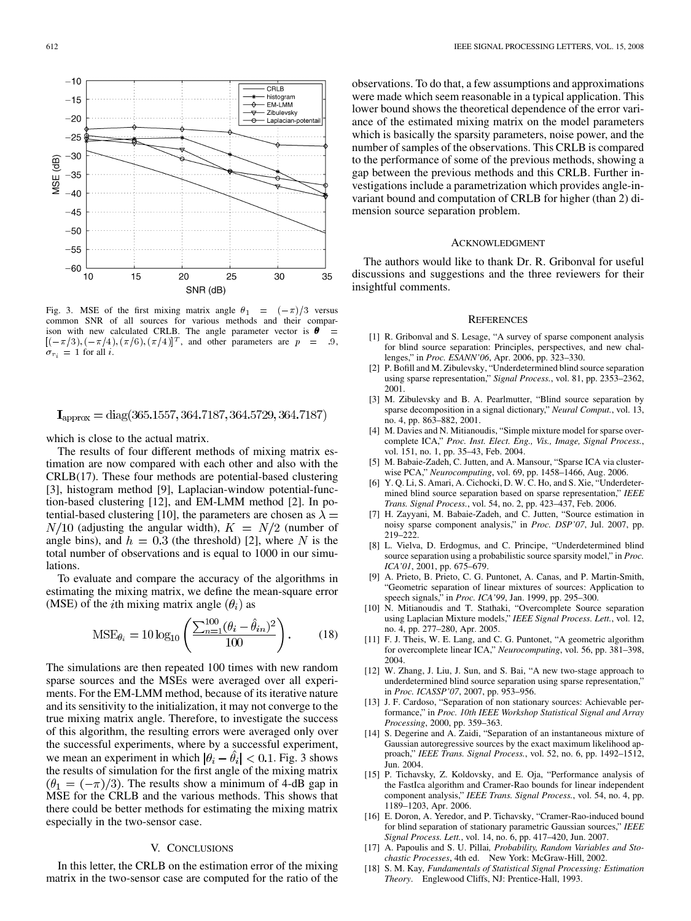−10
−15
−20
−25
−30
−35
−40
−45
−50
−55
−60

MSE (dB)

10 15 20 25 30 35

SNR (dB)

CRLB
histogram
EM-LMM
Zibulevsky
Laplacian-potentail

Fig. 3. MSE of the first mixing matrix angle $\theta_1 = (-\pi)/3$ versus common SNR of all sources for various methods and their comparison with new calculated CRLB. The angle parameter vector is $\boldsymbol{\theta} = [(-\pi/3), (-\pi/4), (\pi/6), (\pi/4)]^T$, and other parameters are $p = .9$, $\sigma_{r_i} = 1$ for all $i$.

$$\mathbf{I}_{\text{approx}} = \text{diag}(365.1557, 364.7187, 364.5729, 364.7187)$$

which is close to the actual matrix.

The results of four different methods of mixing matrix estimation are now compared with each other and also with the CRLB(17). These four methods are potential-based clustering [3], histogram method [9], Laplacian-window potential-function-based clustering [12], and EM-LMM method [2]. In potential-based clustering [10], the parameters are chosen as $\lambda = N/10$ (adjusting the angular width), $K = N/2$ (number of angle bins), and $h = 0.3$ (the threshold) [2], where $N$ is the total number of observations and is equal to 1000 in our simulations.

To evaluate and compare the accuracy of the algorithms in estimating the mixing matrix, we define the mean-square error (MSE) of the $i$th mixing matrix angle $(\theta_i)$ as

$$\text{MSE}_{\theta_i} = 10\log_{10}\left(\frac{\sum_{n=1}^{100}(\theta_i - \hat{\theta}_{in})^2}{100}\right). \tag{18}$$

The simulations are then repeated 100 times with new random sparse sources and the MSEs were averaged over all experiments. For the EM-LMM method, because of its iterative nature and its sensitivity to the initialization, it may not converge to the true mixing matrix angle. Therefore, to investigate the success of this algorithm, the resulting errors were averaged only over the successful experiments, where by a successful experiment, we mean an experiment in which $|\theta_i - \hat{\theta}_i| < 0.1$. Fig. 3 shows the results of simulation for the first angle of the mixing matrix $(\theta_1 = (-\pi)/3)$. The results show a minimum of 4-dB gap in MSE for the CRLB and the various methods. This shows that there could be better methods for estimating the mixing matrix especially in the two-sensor case.

## V. Conclusions

In this letter, the CRLB on the estimation error of the mixing matrix in the two-sensor case are computed for the ratio of the observations. To do that, a few assumptions and approximations were made which seem reasonable in a typical application. This lower bound shows the theoretical dependence of the error variance of the estimated mixing matrix on the model parameters which is basically the sparsity parameters, noise power, and the number of samples of the observations. This CRLB is compared to the performance of some of the previous methods, showing a gap between the previous methods and this CRLB. Further investigations include a parametrization which provides angle-invariant bound and computation of CRLB for higher (than 2) dimension source separation problem.

## Acknowledgment

The authors would like to thank Dr. R. Gribonval for useful discussions and suggestions and the three reviewers for their insightful comments.

## References

[1] R. Gribonval and S. Lesage, "A survey of sparse component analysis for blind source separation: Principles, perspectives, and new challenges," in *Proc. ESANN'06*, Apr. 2006, pp. 323–330.

[2] P. Bofill and M. Zibulevsky, "Underdetermined blind source separation using sparse representation," *Signal Process.*, vol. 81, pp. 2353–2362, 2001.

[3] M. Zibulevsky and B. A. Pearlmutter, "Blind source separation by sparse decomposition in a signal dictionary," *Neural Comput.*, vol. 13, no. 4, pp. 863–882, 2001.

[4] M. Davies and N. Mitianoudis, "Simple mixture model for sparse overcomplete ICA," *Proc. Inst. Elect. Eng., Vis., Image, Signal Process.*, vol. 151, no. 1, pp. 35–43, Feb. 2004.

[5] M. Babaie-Zadeh, C. Jutten, and A. Mansour, "Sparse ICA via cluster-wise PCA," *Neurocomputing*, vol. 69, pp. 1458–1466, Aug. 2006.

[6] Y. Q. Li, S. Amari, A. Cichocki, D. W. C. Ho, and S. Xie, "Underdetermined blind source separation based on sparse representation," *IEEE Trans. Signal Process.*, vol. 54, no. 2, pp. 423–437, Feb. 2006.

[7] H. Zayyani, M. Babaie-Zadeh, and C. Jutten, "Source estimation in noisy sparse component analysis," in *Proc. DSP'07*, Jul. 2007, pp. 219–222.

[8] L. Vielva, D. Erdogmus, and C. Principe, "Underdetermined blind source separation using a probabilistic source sparsity model," in *Proc. ICA'01*, 2001, pp. 675–679.

[9] A. Prieto, B. Prieto, C. G. Puntonet, A. Canas, and P. Martin-Smith, "Geometric separation of linear mixtures of sources: Application to speech signals," in *Proc. ICA'99*, Jan. 1999, pp. 295–300.

[10] N. Mitianoudis and T. Stathaki, "Overcomplete Source separation using Laplacian Mixture models," *IEEE Signal Process. Lett.*, vol. 12, no. 4, pp. 277–280, Apr. 2005.

[11] F. J. Theis, W. E. Lang, and C. G. Puntonet, "A geometric algorithm for overcomplete linear ICA," *Neurocomputing*, vol. 56, pp. 381–398, 2004.

[12] W. Zhang, J. Liu, J. Sun, and S. Bai, "A new two-stage approach to underdetermined blind source separation using sparse representation," in *Proc. ICASSP'07*, 2007, pp. 953–956.

[13] J. F. Cardoso, "Separation of non stationary sources: Achievable performance," in *Proc. 10th IEEE Workshop Statistical Signal and Array Processing*, 2000, pp. 359–363.

[14] S. Degerine and A. Zaidi, "Separation of an instantaneous mixture of Gaussian autoregressive sources by the exact maximum likelihood approach," *IEEE Trans. Signal Process.*, vol. 52, no. 6, pp. 1492–1512, Jun. 2004.

[15] P. Tichavsky, Z. Koldovsky, and E. Oja, "Performance analysis of the FastIca algorithm and Cramer-Rao bounds for linear independent component analysis," *IEEE Trans. Signal Process.*, vol. 54, no. 4, pp. 1189–1203, Apr. 2006.

[16] E. Doron, A. Yeredor, and P. Tichavsky, "Cramer-Rao-induced bound for blind separation of stationary parametric Gaussian sources," *IEEE Signal Process. Lett.*, vol. 14, no. 6, pp. 417–420, Jun. 2007.

[17] A. Papoulis and S. U. Pillai, *Probability, Random Variables and Stochastic Processes*, 4th ed. New York: McGraw-Hill, 2002.

[18] S. M. Kay, *Fundamentals of Statistical Signal Processing: Estimation Theory*. Englewood Cliffs, NJ: Prentice-Hall, 1993.